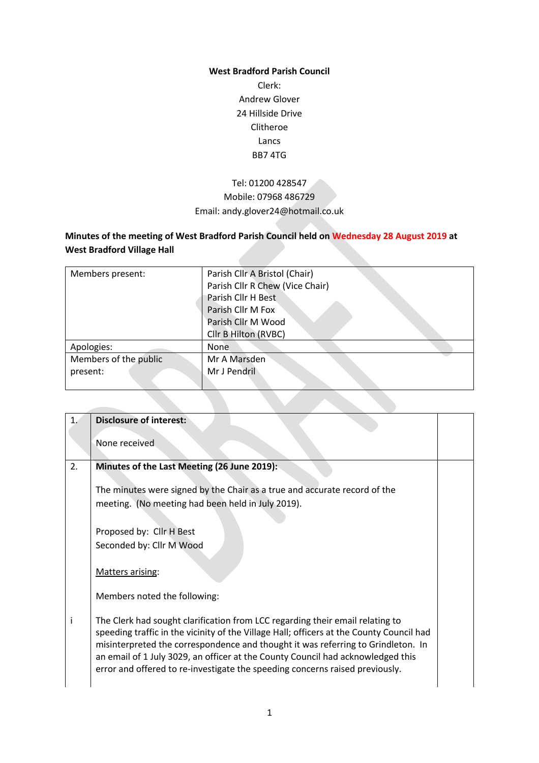**West Bradford Parish Council**

Clerk:
Andrew Glover
24 Hillside Drive
Clitheroe
Lancs
BB7 4TG

Tel: 01200 428547
Mobile: 07968 486729
Email: andy.glover24@hotmail.co.uk

**Minutes of the meeting of West Bradford Parish Council held on Wednesday 28 August 2019 at West Bradford Village Hall**

| Members present: | Parish Cllr A Bristol (Chair)<br>Parish Cllr R Chew (Vice Chair)<br>Parish Cllr H Best<br>Parish Cllr M Fox<br>Parish Cllr M Wood<br>Cllr B Hilton (RVBC) |
|---|---|
| Apologies: | None |
| Members of the public present: | Mr A Marsden<br>Mr J Pendril |

| | | |
|---|---|---|
| 1. | **Disclosure of interest:**<br><br>None received | |
| 2. | **Minutes of the Last Meeting (26 June 2019):**<br><br>The minutes were signed by the Chair as a true and accurate record of the meeting. (No meeting had been held in July 2019).<br><br>Proposed by: Cllr H Best<br>Seconded by: Cllr M Wood<br><br>Matters arising:<br><br>Members noted the following: | |
| i | The Clerk had sought clarification from LCC regarding their email relating to speeding traffic in the vicinity of the Village Hall; officers at the County Council had misinterpreted the correspondence and thought it was referring to Grindleton. In an email of 1 July 3029, an officer at the County Council had acknowledged this error and offered to re-investigate the speeding concerns raised previously. | |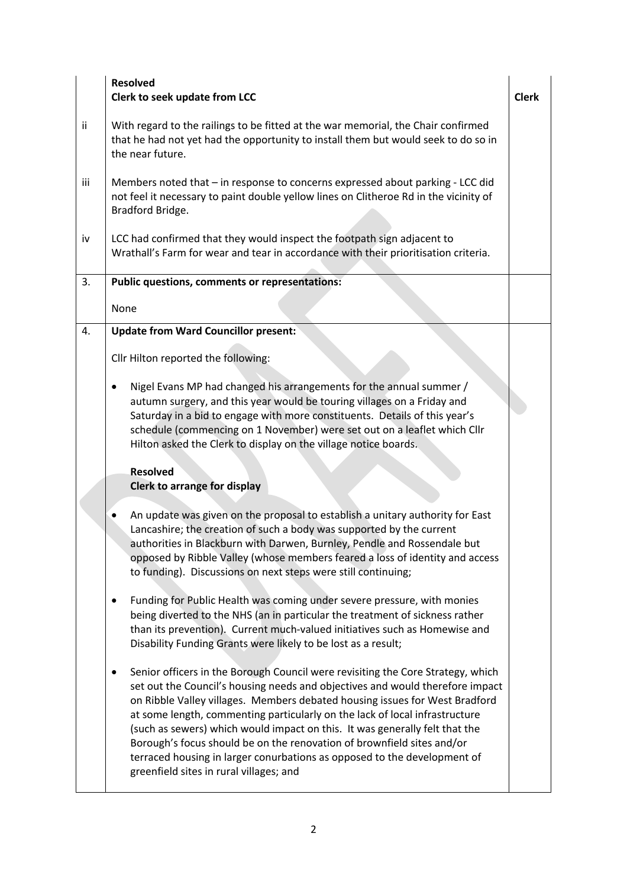| | | |
|---|---|---|
| | **Resolved**<br>**Clerk to seek update from LCC** | **Clerk** |
| ii | With regard to the railings to be fitted at the war memorial, the Chair confirmed that he had not yet had the opportunity to install them but would seek to do so in the near future. | |
| iii | Members noted that – in response to concerns expressed about parking - LCC did not feel it necessary to paint double yellow lines on Clitheroe Rd in the vicinity of Bradford Bridge. | |
| iv | LCC had confirmed that they would inspect the footpath sign adjacent to Wrathall's Farm for wear and tear in accordance with their prioritisation criteria. | |
| 3. | **Public questions, comments or representations:**<br><br>None | |
| 4. | **Update from Ward Councillor present:**<br><br>Cllr Hilton reported the following:<br><br>• Nigel Evans MP had changed his arrangements for the annual summer / autumn surgery, and this year would be touring villages on a Friday and Saturday in a bid to engage with more constituents. Details of this year's schedule (commencing on 1 November) were set out on a leaflet which Cllr Hilton asked the Clerk to display on the village notice boards.<br><br>**Resolved**<br>**Clerk to arrange for display**<br><br>• An update was given on the proposal to establish a unitary authority for East Lancashire; the creation of such a body was supported by the current authorities in Blackburn with Darwen, Burnley, Pendle and Rossendale but opposed by Ribble Valley (whose members feared a loss of identity and access to funding). Discussions on next steps were still continuing;<br><br>• Funding for Public Health was coming under severe pressure, with monies being diverted to the NHS (an in particular the treatment of sickness rather than its prevention). Current much-valued initiatives such as Homewise and Disability Funding Grants were likely to be lost as a result;<br><br>• Senior officers in the Borough Council were revisiting the Core Strategy, which set out the Council's housing needs and objectives and would therefore impact on Ribble Valley villages. Members debated housing issues for West Bradford at some length, commenting particularly on the lack of local infrastructure (such as sewers) which would impact on this. It was generally felt that the Borough's focus should be on the renovation of brownfield sites and/or terraced housing in larger conurbations as opposed to the development of greenfield sites in rural villages; and | |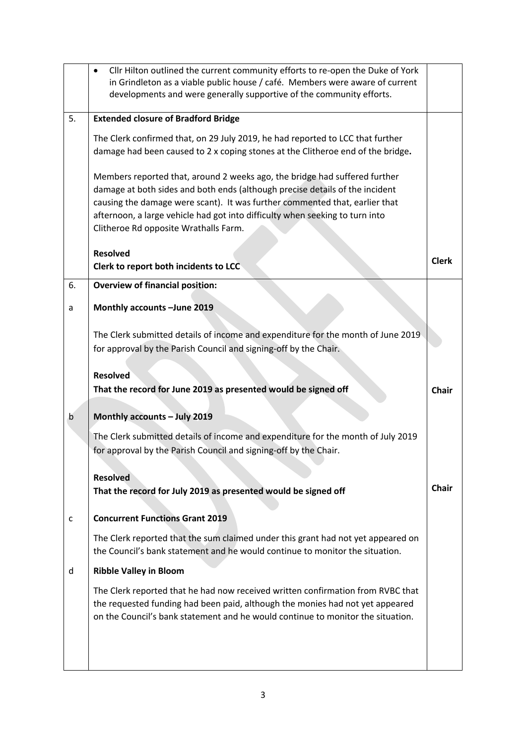| | | |
|---|---|---|
| | • Cllr Hilton outlined the current community efforts to re-open the Duke of York in Grindleton as a viable public house / café. Members were aware of current developments and were generally supportive of the community efforts. | |
| 5. | **Extended closure of Bradford Bridge**<br><br>The Clerk confirmed that, on 29 July 2019, he had reported to LCC that further damage had been caused to 2 x coping stones at the Clitheroe end of the bridge.<br><br>Members reported that, around 2 weeks ago, the bridge had suffered further damage at both sides and both ends (although precise details of the incident causing the damage were scant). It was further commented that, earlier that afternoon, a large vehicle had got into difficulty when seeking to turn into Clitheroe Rd opposite Wrathalls Farm.<br><br>**Resolved**<br>**Clerk to report both incidents to LCC** | **Clerk** |
| 6. | **Overview of financial position:** | |
| a | **Monthly accounts –June 2019**<br><br>The Clerk submitted details of income and expenditure for the month of June 2019 for approval by the Parish Council and signing-off by the Chair.<br><br>**Resolved**<br>**That the record for June 2019 as presented would be signed off** | **Chair** |
| b | **Monthly accounts – July 2019**<br><br>The Clerk submitted details of income and expenditure for the month of July 2019 for approval by the Parish Council and signing-off by the Chair.<br><br>**Resolved**<br>**That the record for July 2019 as presented would be signed off** | **Chair** |
| c | **Concurrent Functions Grant 2019**<br><br>The Clerk reported that the sum claimed under this grant had not yet appeared on the Council's bank statement and he would continue to monitor the situation. | |
| d | **Ribble Valley in Bloom**<br><br>The Clerk reported that he had now received written confirmation from RVBC that the requested funding had been paid, although the monies had not yet appeared on the Council's bank statement and he would continue to monitor the situation. | |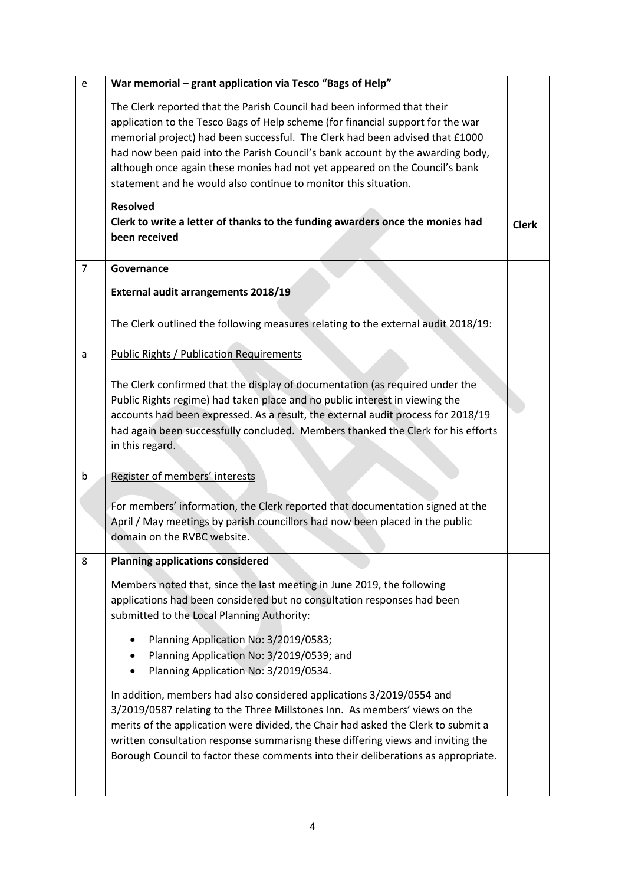| | | |
|---|---|---|
| e | **War memorial – grant application via Tesco "Bags of Help"**<br><br>The Clerk reported that the Parish Council had been informed that their application to the Tesco Bags of Help scheme (for financial support for the war memorial project) had been successful. The Clerk had been advised that £1000 had now been paid into the Parish Council's bank account by the awarding body, although once again these monies had not yet appeared on the Council's bank statement and he would also continue to monitor this situation.<br><br>**Resolved**<br>**Clerk to write a letter of thanks to the funding awarders once the monies had been received** | **Clerk** |
| 7 | **Governance**<br><br>**External audit arrangements 2018/19**<br><br>The Clerk outlined the following measures relating to the external audit 2018/19: | |
| a | <u>Public Rights / Publication Requirements</u><br><br>The Clerk confirmed that the display of documentation (as required under the Public Rights regime) had taken place and no public interest in viewing the accounts had been expressed. As a result, the external audit process for 2018/19 had again been successfully concluded. Members thanked the Clerk for his efforts in this regard. | |
| b | <u>Register of members' interests</u><br><br>For members' information, the Clerk reported that documentation signed at the April / May meetings by parish councillors had now been placed in the public domain on the RVBC website. | |
| 8 | **Planning applications considered**<br><br>Members noted that, since the last meeting in June 2019, the following applications had been considered but no consultation responses had been submitted to the Local Planning Authority:<br><br>• Planning Application No: 3/2019/0583;<br>• Planning Application No: 3/2019/0539; and<br>• Planning Application No: 3/2019/0534.<br><br>In addition, members had also considered applications 3/2019/0554 and 3/2019/0587 relating to the Three Millstones Inn. As members' views on the merits of the application were divided, the Chair had asked the Clerk to submit a written consultation response summarisng these differing views and inviting the Borough Council to factor these comments into their deliberations as appropriate. | |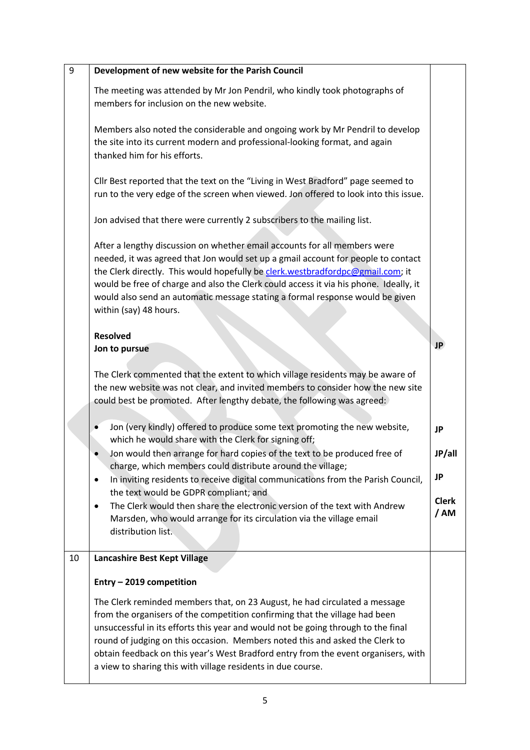| | | |
|---|---|---|
| 9 | **Development of new website for the Parish Council**<br><br>The meeting was attended by Mr Jon Pendril, who kindly took photographs of members for inclusion on the new website.<br><br>Members also noted the considerable and ongoing work by Mr Pendril to develop the site into its current modern and professional-looking format, and again thanked him for his efforts.<br><br>Cllr Best reported that the text on the "Living in West Bradford" page seemed to run to the very edge of the screen when viewed. Jon offered to look into this issue.<br><br>Jon advised that there were currently 2 subscribers to the mailing list.<br><br>After a lengthy discussion on whether email accounts for all members were needed, it was agreed that Jon would set up a gmail account for people to contact the Clerk directly. This would hopefully be clerk.westbradfordpc@gmail.com; it would be free of charge and also the Clerk could access it via his phone. Ideally, it would also send an automatic message stating a formal response would be given within (say) 48 hours.<br><br>**Resolved**<br>**Jon to pursue** | **JP** |
| | The Clerk commented that the extent to which village residents may be aware of the new website was not clear, and invited members to consider how the new site could best be promoted. After lengthy debate, the following was agreed:<br><br>• Jon (very kindly) offered to produce some text promoting the new website, which he would share with the Clerk for signing off;<br>• Jon would then arrange for hard copies of the text to be produced free of charge, which members could distribute around the village;<br>• In inviting residents to receive digital communications from the Parish Council, the text would be GDPR compliant; and<br>• The Clerk would then share the electronic version of the text with Andrew Marsden, who would arrange for its circulation via the village email distribution list. | **JP**<br>**JP/all**<br>**JP**<br>**Clerk / AM** |
| 10 | **Lancashire Best Kept Village**<br><br>**Entry – 2019 competition**<br><br>The Clerk reminded members that, on 23 August, he had circulated a message from the organisers of the competition confirming that the village had been unsuccessful in its efforts this year and would not be going through to the final round of judging on this occasion. Members noted this and asked the Clerk to obtain feedback on this year's West Bradford entry from the event organisers, with a view to sharing this with village residents in due course. | |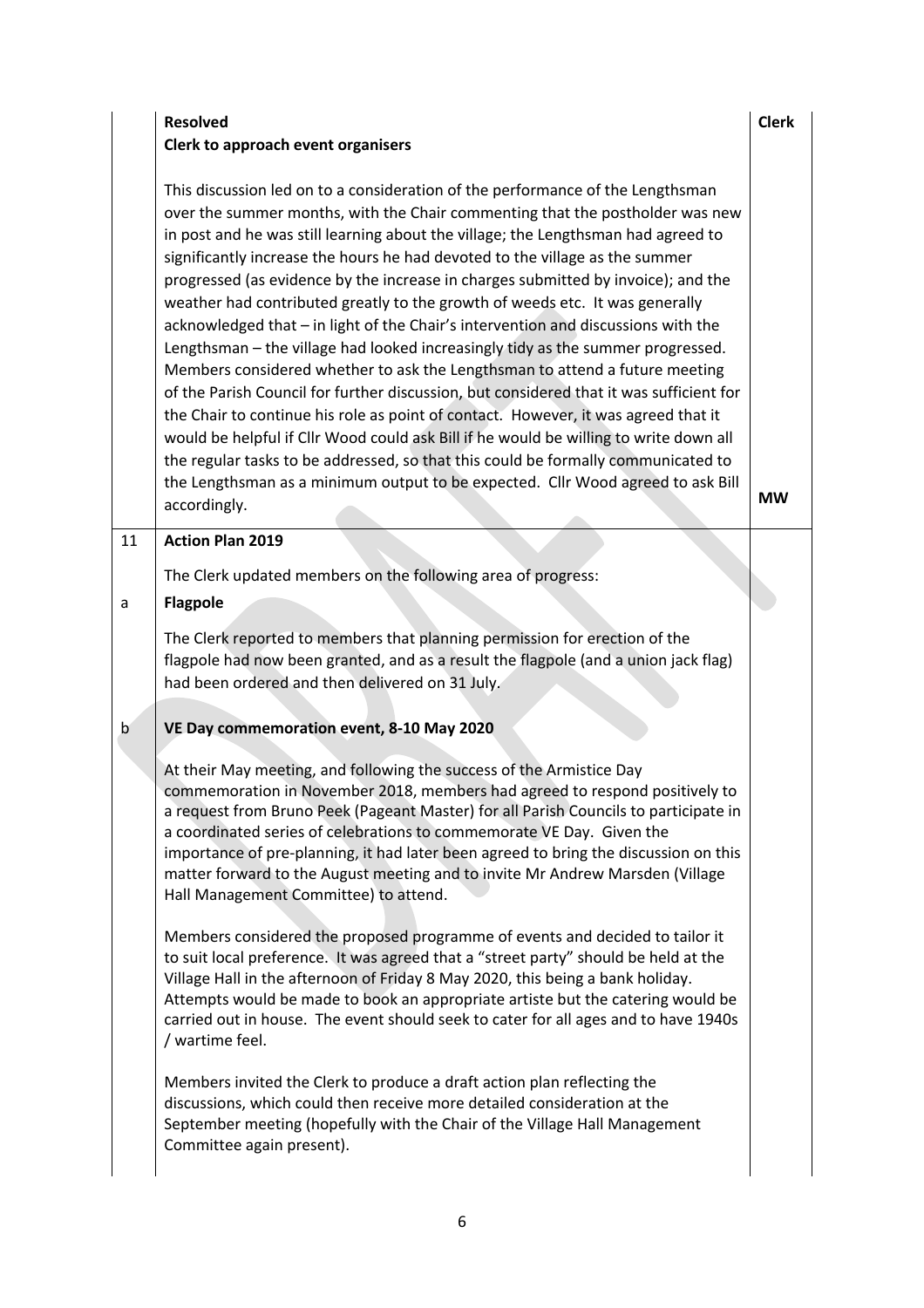| | | |
|---|---|---|
| | **Resolved**<br>**Clerk to approach event organisers**<br><br>This discussion led on to a consideration of the performance of the Lengthsman over the summer months, with the Chair commenting that the postholder was new in post and he was still learning about the village; the Lengthsman had agreed to significantly increase the hours he had devoted to the village as the summer progressed (as evidence by the increase in charges submitted by invoice); and the weather had contributed greatly to the growth of weeds etc. It was generally acknowledged that – in light of the Chair's intervention and discussions with the Lengthsman – the village had looked increasingly tidy as the summer progressed. Members considered whether to ask the Lengthsman to attend a future meeting of the Parish Council for further discussion, but considered that it was sufficient for the Chair to continue his role as point of contact. However, it was agreed that it would be helpful if Cllr Wood could ask Bill if he would be willing to write down all the regular tasks to be addressed, so that this could be formally communicated to the Lengthsman as a minimum output to be expected. Cllr Wood agreed to ask Bill accordingly. | **Clerk**<br><br><br><br><br><br><br><br><br><br><br><br><br><br>**MW** |
| 11 | **Action Plan 2019**<br><br>The Clerk updated members on the following area of progress: | |
| a | **Flagpole**<br><br>The Clerk reported to members that planning permission for erection of the flagpole had now been granted, and as a result the flagpole (and a union jack flag) had been ordered and then delivered on 31 July. | |
| b | **VE Day commemoration event, 8-10 May 2020**<br><br>At their May meeting, and following the success of the Armistice Day commemoration in November 2018, members had agreed to respond positively to a request from Bruno Peek (Pageant Master) for all Parish Councils to participate in a coordinated series of celebrations to commemorate VE Day. Given the importance of pre-planning, it had later been agreed to bring the discussion on this matter forward to the August meeting and to invite Mr Andrew Marsden (Village Hall Management Committee) to attend.<br><br>Members considered the proposed programme of events and decided to tailor it to suit local preference. It was agreed that a "street party" should be held at the Village Hall in the afternoon of Friday 8 May 2020, this being a bank holiday. Attempts would be made to book an appropriate artiste but the catering would be carried out in house. The event should seek to cater for all ages and to have 1940s / wartime feel.<br><br>Members invited the Clerk to produce a draft action plan reflecting the discussions, which could then receive more detailed consideration at the September meeting (hopefully with the Chair of the Village Hall Management Committee again present). | |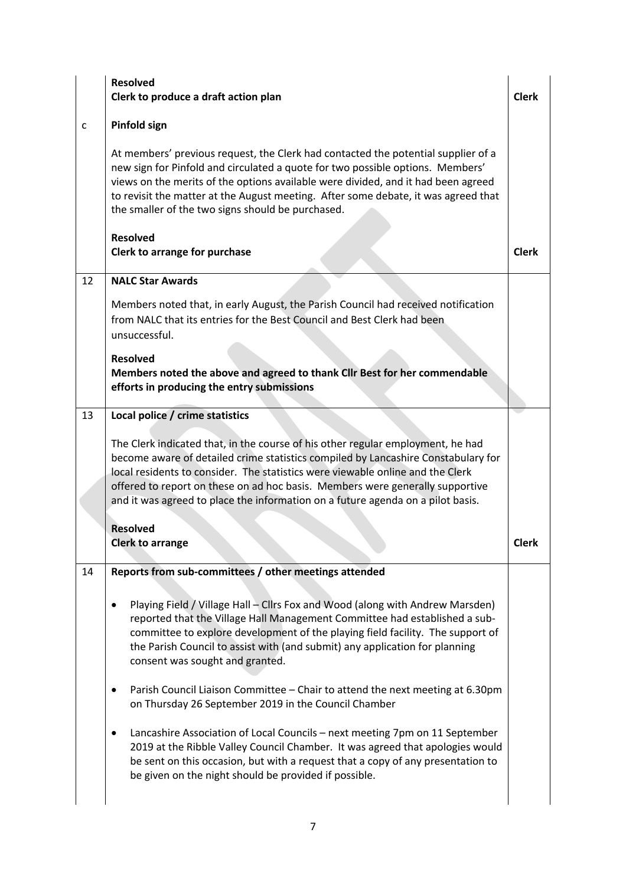| | | |
|---|---|---|
| | **Resolved**<br>**Clerk to produce a draft action plan** | **Clerk** |
| c | **Pinfold sign**<br><br>At members' previous request, the Clerk had contacted the potential supplier of a new sign for Pinfold and circulated a quote for two possible options. Members' views on the merits of the options available were divided, and it had been agreed to revisit the matter at the August meeting. After some debate, it was agreed that the smaller of the two signs should be purchased.<br><br>**Resolved**<br>**Clerk to arrange for purchase** | **Clerk** |
| 12 | **NALC Star Awards**<br><br>Members noted that, in early August, the Parish Council had received notification from NALC that its entries for the Best Council and Best Clerk had been unsuccessful.<br><br>**Resolved**<br>**Members noted the above and agreed to thank Cllr Best for her commendable efforts in producing the entry submissions** | |
| 13 | **Local police / crime statistics**<br><br>The Clerk indicated that, in the course of his other regular employment, he had become aware of detailed crime statistics compiled by Lancashire Constabulary for local residents to consider. The statistics were viewable online and the Clerk offered to report on these on ad hoc basis. Members were generally supportive and it was agreed to place the information on a future agenda on a pilot basis.<br><br>**Resolved**<br>**Clerk to arrange** | **Clerk** |
| 14 | **Reports from sub-committees / other meetings attended**<br><br>• Playing Field / Village Hall – Cllrs Fox and Wood (along with Andrew Marsden) reported that the Village Hall Management Committee had established a sub-committee to explore development of the playing field facility. The support of the Parish Council to assist with (and submit) any application for planning consent was sought and granted.<br><br>• Parish Council Liaison Committee – Chair to attend the next meeting at 6.30pm on Thursday 26 September 2019 in the Council Chamber<br><br>• Lancashire Association of Local Councils – next meeting 7pm on 11 September 2019 at the Ribble Valley Council Chamber. It was agreed that apologies would be sent on this occasion, but with a request that a copy of any presentation to be given on the night should be provided if possible. | |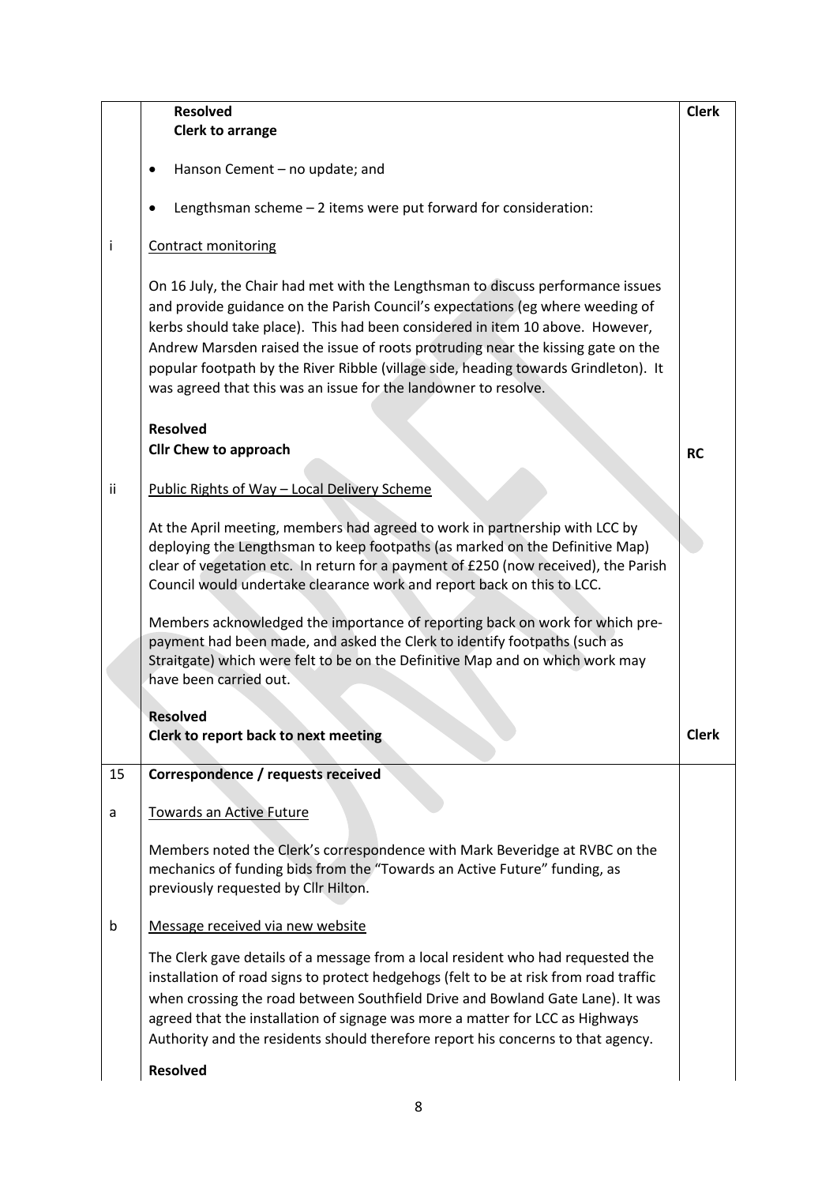| | | |
|---|---|---|
| | **Resolved**<br>**Clerk to arrange** | **Clerk** |
| | • Hanson Cement – no update; and<br><br>• Lengthsman scheme – 2 items were put forward for consideration: | |
| i | Contract monitoring<br><br>On 16 July, the Chair had met with the Lengthsman to discuss performance issues and provide guidance on the Parish Council's expectations (eg where weeding of kerbs should take place). This had been considered in item 10 above. However, Andrew Marsden raised the issue of roots protruding near the kissing gate on the popular footpath by the River Ribble (village side, heading towards Grindleton). It was agreed that this was an issue for the landowner to resolve.<br><br>**Resolved**<br>**Cllr Chew to approach** | **RC** |
| ii | Public Rights of Way – Local Delivery Scheme<br><br>At the April meeting, members had agreed to work in partnership with LCC by deploying the Lengthsman to keep footpaths (as marked on the Definitive Map) clear of vegetation etc. In return for a payment of £250 (now received), the Parish Council would undertake clearance work and report back on this to LCC.<br><br>Members acknowledged the importance of reporting back on work for which pre-payment had been made, and asked the Clerk to identify footpaths (such as Straitgate) which were felt to be on the Definitive Map and on which work may have been carried out.<br><br>**Resolved**<br>**Clerk to report back to next meeting** | **Clerk** |
| 15 | **Correspondence / requests received** | |
| a | Towards an Active Future<br><br>Members noted the Clerk's correspondence with Mark Beveridge at RVBC on the mechanics of funding bids from the "Towards an Active Future" funding, as previously requested by Cllr Hilton. | |
| b | Message received via new website<br><br>The Clerk gave details of a message from a local resident who had requested the installation of road signs to protect hedgehogs (felt to be at risk from road traffic when crossing the road between Southfield Drive and Bowland Gate Lane). It was agreed that the installation of signage was more a matter for LCC as Highways Authority and the residents should therefore report his concerns to that agency.<br><br>**Resolved** | |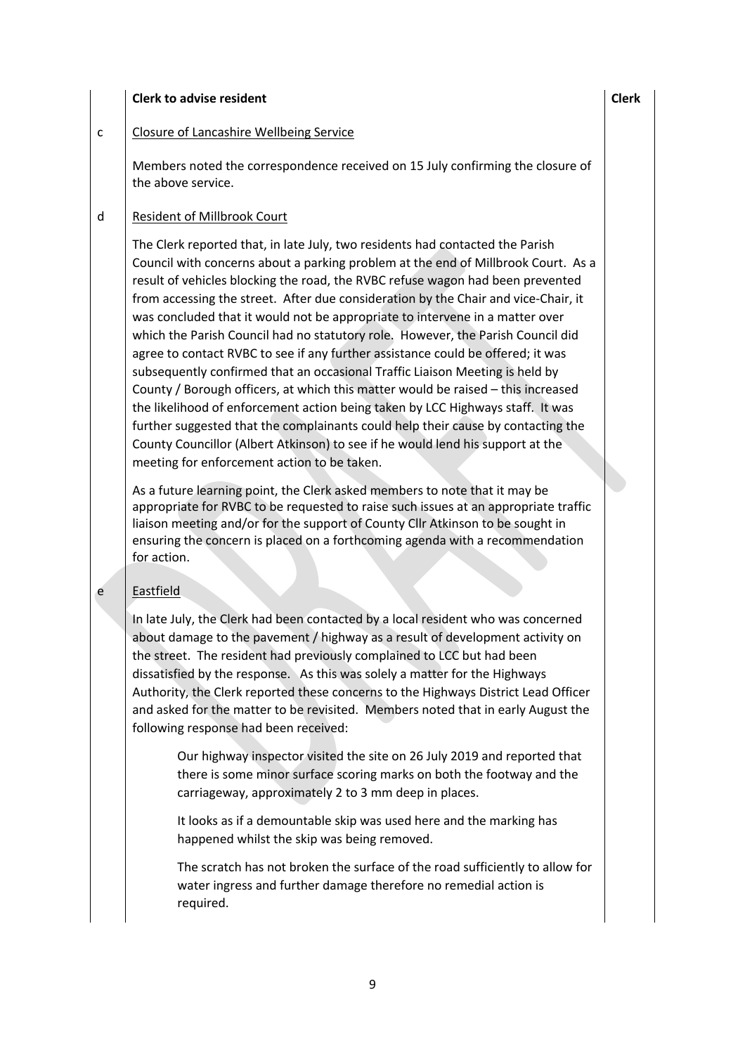**Clerk to advise resident** — **Clerk**

c Closure of Lancashire Wellbeing Service

Members noted the correspondence received on 15 July confirming the closure of the above service.

d Resident of Millbrook Court

The Clerk reported that, in late July, two residents had contacted the Parish Council with concerns about a parking problem at the end of Millbrook Court. As a result of vehicles blocking the road, the RVBC refuse wagon had been prevented from accessing the street. After due consideration by the Chair and vice-Chair, it was concluded that it would not be appropriate to intervene in a matter over which the Parish Council had no statutory role. However, the Parish Council did agree to contact RVBC to see if any further assistance could be offered; it was subsequently confirmed that an occasional Traffic Liaison Meeting is held by County / Borough officers, at which this matter would be raised – this increased the likelihood of enforcement action being taken by LCC Highways staff. It was further suggested that the complainants could help their cause by contacting the County Councillor (Albert Atkinson) to see if he would lend his support at the meeting for enforcement action to be taken.

As a future learning point, the Clerk asked members to note that it may be appropriate for RVBC to be requested to raise such issues at an appropriate traffic liaison meeting and/or for the support of County Cllr Atkinson to be sought in ensuring the concern is placed on a forthcoming agenda with a recommendation for action.

e Eastfield

In late July, the Clerk had been contacted by a local resident who was concerned about damage to the pavement / highway as a result of development activity on the street. The resident had previously complained to LCC but had been dissatisfied by the response. As this was solely a matter for the Highways Authority, the Clerk reported these concerns to the Highways District Lead Officer and asked for the matter to be revisited. Members noted that in early August the following response had been received:

> Our highway inspector visited the site on 26 July 2019 and reported that there is some minor surface scoring marks on both the footway and the carriageway, approximately 2 to 3 mm deep in places.
>
> It looks as if a demountable skip was used here and the marking has happened whilst the skip was being removed.
>
> The scratch has not broken the surface of the road sufficiently to allow for water ingress and further damage therefore no remedial action is required.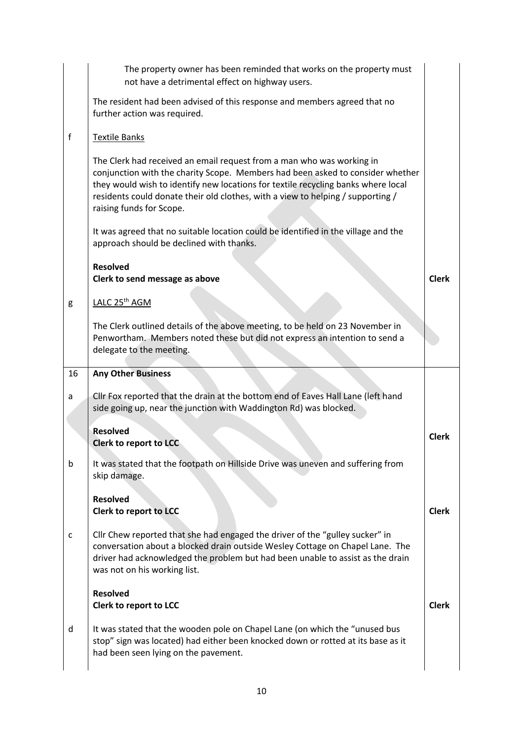| | | |
|---|---|---|
| | The property owner has been reminded that works on the property must not have a detrimental effect on highway users.<br><br>The resident had been advised of this response and members agreed that no further action was required. | |
| f | <u>Textile Banks</u><br><br>The Clerk had received an email request from a man who was working in conjunction with the charity Scope. Members had been asked to consider whether they would wish to identify new locations for textile recycling banks where local residents could donate their old clothes, with a view to helping / supporting / raising funds for Scope.<br><br>It was agreed that no suitable location could be identified in the village and the approach should be declined with thanks.<br><br>**Resolved**<br>**Clerk to send message as above** | **Clerk** |
| g | <u>LALC 25th AGM</u><br><br>The Clerk outlined details of the above meeting, to be held on 23 November in Penwortham. Members noted these but did not express an intention to send a delegate to the meeting. | |
| 16 | **Any Other Business** | |
| a | Cllr Fox reported that the drain at the bottom end of Eaves Hall Lane (left hand side going up, near the junction with Waddington Rd) was blocked.<br><br>**Resolved**<br>**Clerk to report to LCC** | **Clerk** |
| b | It was stated that the footpath on Hillside Drive was uneven and suffering from skip damage.<br><br>**Resolved**<br>**Clerk to report to LCC** | **Clerk** |
| c | Cllr Chew reported that she had engaged the driver of the "gulley sucker" in conversation about a blocked drain outside Wesley Cottage on Chapel Lane. The driver had acknowledged the problem but had been unable to assist as the drain was not on his working list.<br><br>**Resolved**<br>**Clerk to report to LCC** | **Clerk** |
| d | It was stated that the wooden pole on Chapel Lane (on which the "unused bus stop" sign was located) had either been knocked down or rotted at its base as it had been seen lying on the pavement. | |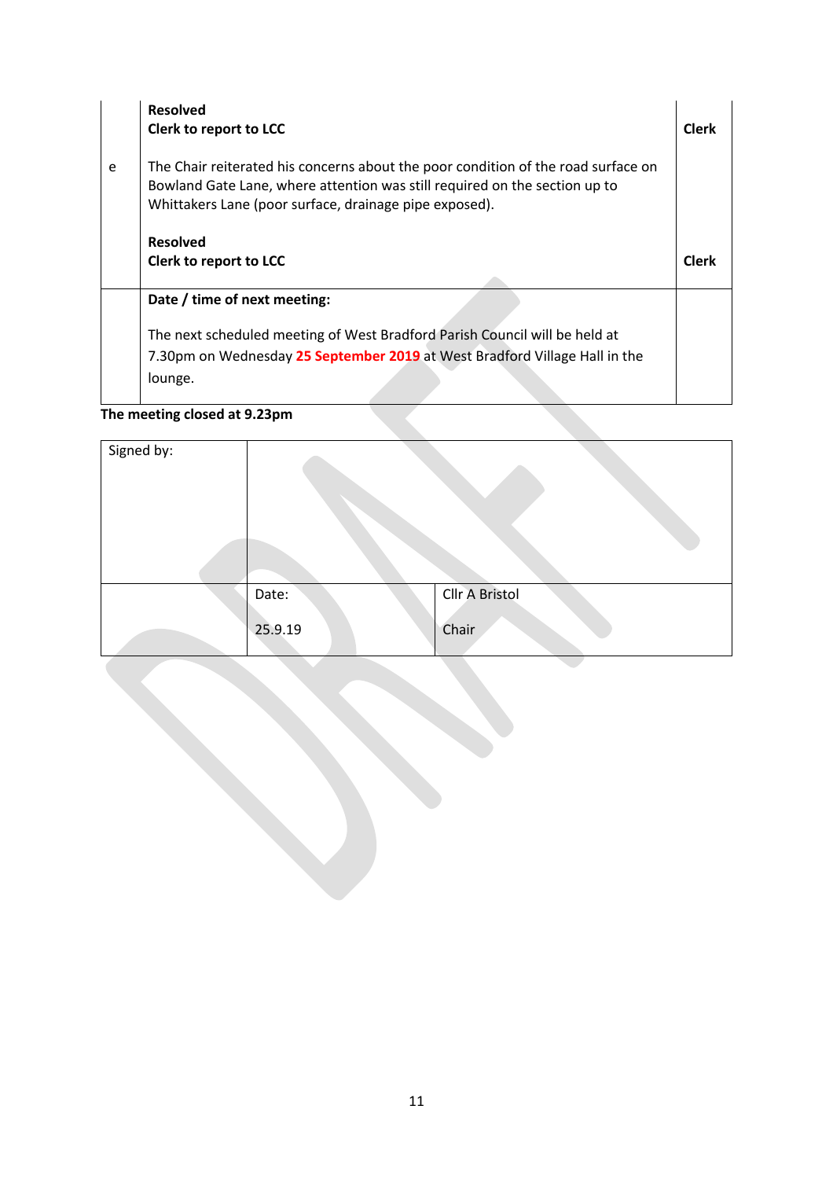| | | |
|---|---|---|
| | **Resolved**<br>**Clerk to report to LCC** | **Clerk** |
| e | The Chair reiterated his concerns about the poor condition of the road surface on Bowland Gate Lane, where attention was still required on the section up to Whittakers Lane (poor surface, drainage pipe exposed).<br><br>**Resolved**<br>**Clerk to report to LCC** | **Clerk** |
| | **Date / time of next meeting:**<br><br>The next scheduled meeting of West Bradford Parish Council will be held at 7.30pm on Wednesday **25 September 2019** at West Bradford Village Hall in the lounge. | |

**The meeting closed at 9.23pm**

| | | |
|---|---|---|
| Signed by: | | |
| | Date:<br><br>25.9.19 | Cllr A Bristol<br><br>Chair |